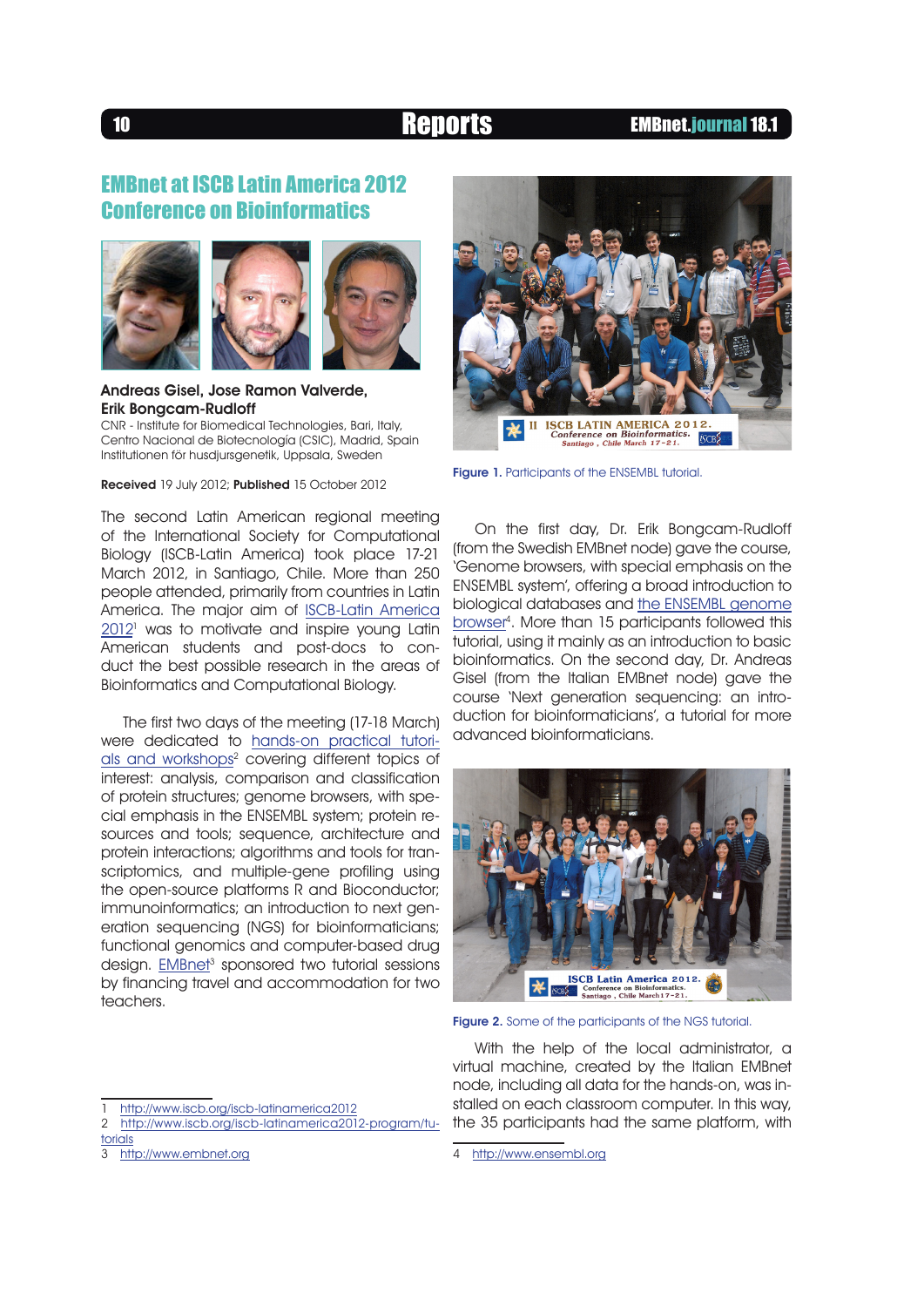# EMBnet at ISCB Latin America 2012 Conference on Bioinformatics

**Andreas Gisel, Jose Ramon Valverde, Erik Bongcam-Rudloff**

CNR - Institute for Biomedical Technologies, Bari, Italy, Centro Nacional de Biotecnología (CSIC), Madrid, Spain
Institutionen för husdjursgenetik, Uppsala, Sweden

**Received** 19 July 2012; **Published** 15 October 2012

The second Latin American regional meeting of the International Society for Computational Biology (ISCB-Latin America) took place 17-21 March 2012, in Santiago, Chile. More than 250 people attended, primarily from countries in Latin America. The major aim of ISCB-Latin America 2012[1] was to motivate and inspire young Latin American students and post-docs to conduct the best possible research in the areas of Bioinformatics and Computational Biology.

The first two days of the meeting (17-18 March) were dedicated to hands-on practical tutorials and workshops[2] covering different topics of interest: analysis, comparison and classification of protein structures; genome browsers, with special emphasis in the ENSEMBL system; protein resources and tools; sequence, architecture and protein interactions; algorithms and tools for transcriptomics, and multiple-gene profiling using the open-source platforms R and Bioconductor; immunoinformatics; an introduction to next generation sequencing (NGS) for bioinformaticians; functional genomics and computer-based drug design. EMBnet[3] sponsored two tutorial sessions by financing travel and accommodation for two teachers.

Figure 1. Participants of the ENSEMBL tutorial.

On the first day, Dr. Erik Bongcam-Rudloff (from the Swedish EMBnet node) gave the course, 'Genome browsers, with special emphasis on the ENSEMBL system', offering a broad introduction to biological databases and the ENSEMBL genome browser[4]. More than 15 participants followed this tutorial, using it mainly as an introduction to basic bioinformatics. On the second day, Dr. Andreas Gisel (from the Italian EMBnet node) gave the course 'Next generation sequencing: an introduction for bioinformaticians', a tutorial for more advanced bioinformaticians.

Figure 2. Some of the participants of the NGS tutorial.

With the help of the local administrator, a virtual machine, created by the Italian EMBnet node, including all data for the hands-on, was installed on each classroom computer. In this way, the 35 participants had the same platform, with

---

1 http://www.iscb.org/iscb-latinamerica2012
2 http://www.iscb.org/iscb-latinamerica2012-program/tutorials
3 http://www.embnet.org
4 http://www.ensembl.org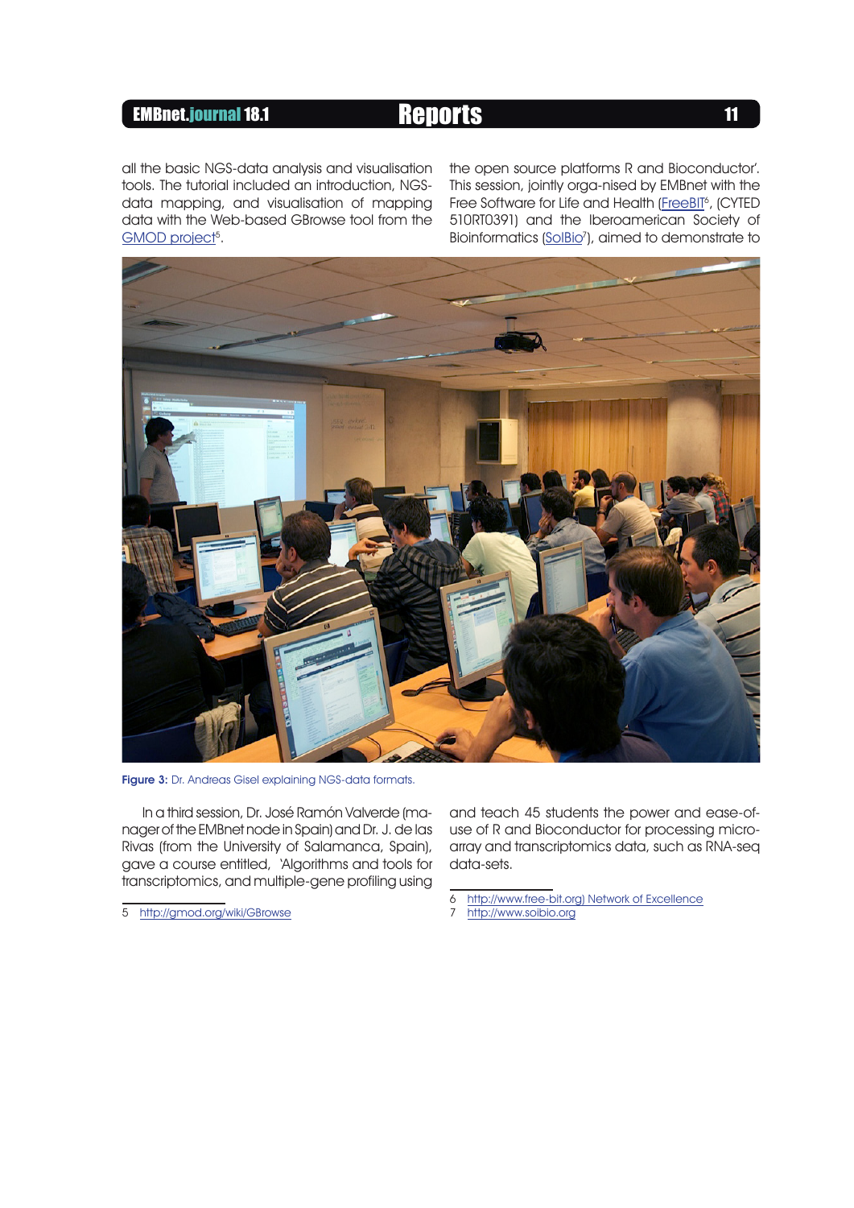all the basic NGS-data analysis and visualisation tools. The tutorial included an introduction, NGS-data mapping, and visualisation of mapping data with the Web-based GBrowse tool from the GMOD project[5].

Figure 3: Dr. Andreas Gisel explaining NGS-data formats.

In a third session, Dr. José Ramón Valverde (manager of the EMBnet node in Spain) and Dr. J. de las Rivas (from the University of Salamanca, Spain), gave a course entitled, 'Algorithms and tools for transcriptomics, and multiple-gene profiling using the open source platforms R and Bioconductor'. This session, jointly orga-nised by EMBnet with the Free Software for Life and Health (FreeBIT[6], (CYTED 510RT0391) and the Iberoamerican Society of Bioinformatics (SolBio[7]), aimed to demonstrate to and teach 45 students the power and ease-of-use of R and Bioconductor for processing micro-array and transcriptomics data, such as RNA-seq data-sets.

5 http://gmod.org/wiki/GBrowse

6 http://www.free-bit.org) Network of Excellence

7 http://www.soibio.org